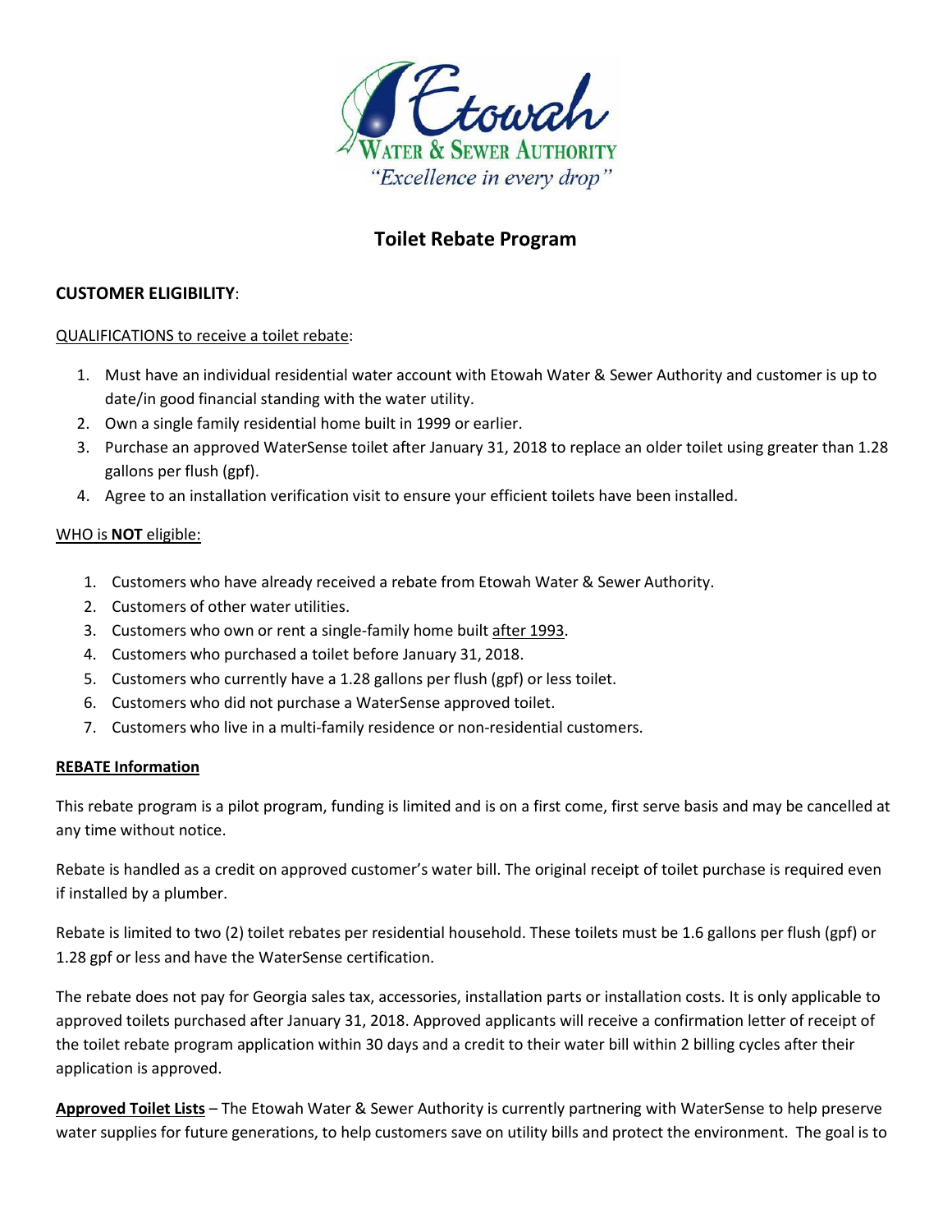Etowah Water & Sewer Authority

*"Excellence in every drop"*

# Toilet Rebate Program

**CUSTOMER ELIGIBILITY**:

QUALIFICATIONS to receive a toilet rebate:

1. Must have an individual residential water account with Etowah Water & Sewer Authority and customer is up to date/in good financial standing with the water utility.
2. Own a single family residential home built in 1999 or earlier.
3. Purchase an approved WaterSense toilet after January 31, 2018 to replace an older toilet using greater than 1.28 gallons per flush (gpf).
4. Agree to an installation verification visit to ensure your efficient toilets have been installed.

WHO is **NOT** eligible:

1. Customers who have already received a rebate from Etowah Water & Sewer Authority.
2. Customers of other water utilities.
3. Customers who own or rent a single-family home built after 1993.
4. Customers who purchased a toilet before January 31, 2018.
5. Customers who currently have a 1.28 gallons per flush (gpf) or less toilet.
6. Customers who did not purchase a WaterSense approved toilet.
7. Customers who live in a multi-family residence or non-residential customers.

**REBATE Information**

This rebate program is a pilot program, funding is limited and is on a first come, first serve basis and may be cancelled at any time without notice.

Rebate is handled as a credit on approved customer's water bill. The original receipt of toilet purchase is required even if installed by a plumber.

Rebate is limited to two (2) toilet rebates per residential household. These toilets must be 1.6 gallons per flush (gpf) or 1.28 gpf or less and have the WaterSense certification.

The rebate does not pay for Georgia sales tax, accessories, installation parts or installation costs. It is only applicable to approved toilets purchased after January 31, 2018. Approved applicants will receive a confirmation letter of receipt of the toilet rebate program application within 30 days and a credit to their water bill within 2 billing cycles after their application is approved.

**Approved Toilet Lists** – The Etowah Water & Sewer Authority is currently partnering with WaterSense to help preserve water supplies for future generations, to help customers save on utility bills and protect the environment. The goal is to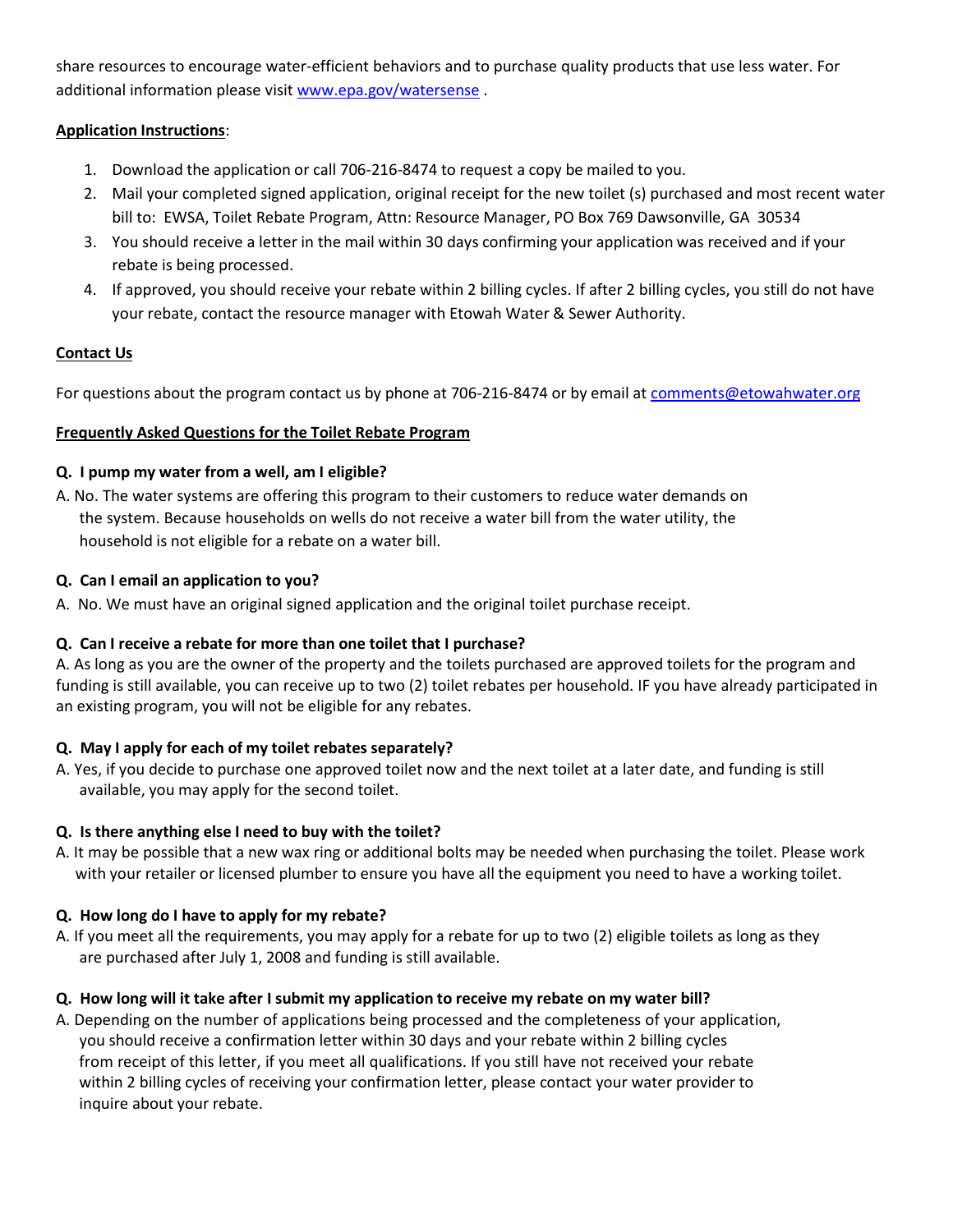share resources to encourage water-efficient behaviors and to purchase quality products that use less water. For additional information please visit [www.epa.gov/watersense](http://www.epa.gov/watersense) .

**Application Instructions**:

1. Download the application or call 706-216-8474 to request a copy be mailed to you.
2. Mail your completed signed application, original receipt for the new toilet (s) purchased and most recent water bill to: EWSA, Toilet Rebate Program, Attn: Resource Manager, PO Box 769 Dawsonville, GA 30534
3. You should receive a letter in the mail within 30 days confirming your application was received and if your rebate is being processed.
4. If approved, you should receive your rebate within 2 billing cycles. If after 2 billing cycles, you still do not have your rebate, contact the resource manager with Etowah Water & Sewer Authority.

**Contact Us**

For questions about the program contact us by phone at 706-216-8474 or by email at [comments@etowahwater.org](mailto:comments@etowahwater.org)

**Frequently Asked Questions for the Toilet Rebate Program**

**Q. I pump my water from a well, am I eligible?**

A. No. The water systems are offering this program to their customers to reduce water demands on the system. Because households on wells do not receive a water bill from the water utility, the household is not eligible for a rebate on a water bill.

**Q. Can I email an application to you?**

A. No. We must have an original signed application and the original toilet purchase receipt.

**Q. Can I receive a rebate for more than one toilet that I purchase?**

A. As long as you are the owner of the property and the toilets purchased are approved toilets for the program and funding is still available, you can receive up to two (2) toilet rebates per household. IF you have already participated in an existing program, you will not be eligible for any rebates.

**Q. May I apply for each of my toilet rebates separately?**

A. Yes, if you decide to purchase one approved toilet now and the next toilet at a later date, and funding is still available, you may apply for the second toilet.

**Q. Is there anything else I need to buy with the toilet?**

A. It may be possible that a new wax ring or additional bolts may be needed when purchasing the toilet. Please work with your retailer or licensed plumber to ensure you have all the equipment you need to have a working toilet.

**Q. How long do I have to apply for my rebate?**

A. If you meet all the requirements, you may apply for a rebate for up to two (2) eligible toilets as long as they are purchased after July 1, 2008 and funding is still available.

**Q. How long will it take after I submit my application to receive my rebate on my water bill?**

A. Depending on the number of applications being processed and the completeness of your application, you should receive a confirmation letter within 30 days and your rebate within 2 billing cycles from receipt of this letter, if you meet all qualifications. If you still have not received your rebate within 2 billing cycles of receiving your confirmation letter, please contact your water provider to inquire about your rebate.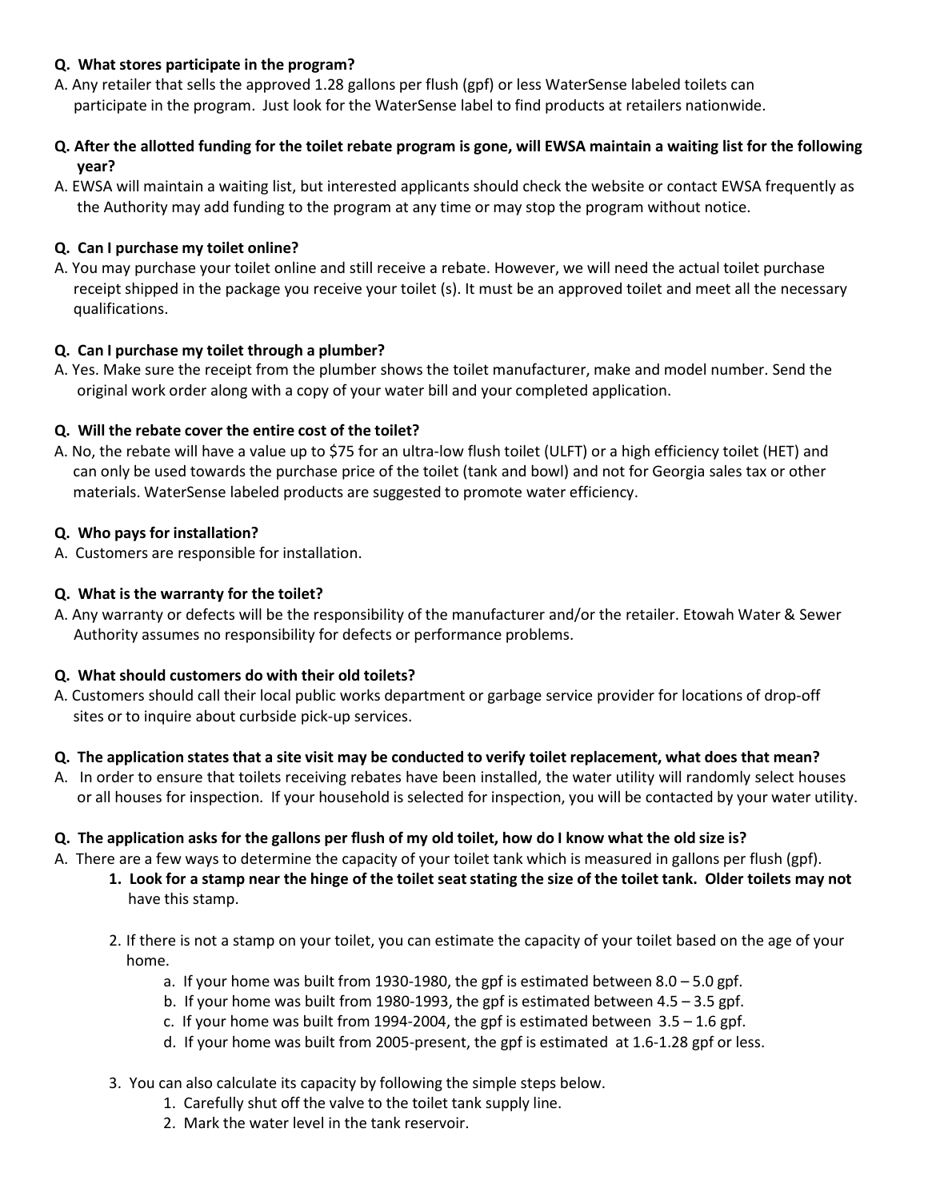**Q. What stores participate in the program?**

A. Any retailer that sells the approved 1.28 gallons per flush (gpf) or less WaterSense labeled toilets can participate in the program. Just look for the WaterSense label to find products at retailers nationwide.

**Q. After the allotted funding for the toilet rebate program is gone, will EWSA maintain a waiting list for the following year?**

A. EWSA will maintain a waiting list, but interested applicants should check the website or contact EWSA frequently as the Authority may add funding to the program at any time or may stop the program without notice.

**Q. Can I purchase my toilet online?**

A. You may purchase your toilet online and still receive a rebate. However, we will need the actual toilet purchase receipt shipped in the package you receive your toilet (s). It must be an approved toilet and meet all the necessary qualifications.

**Q. Can I purchase my toilet through a plumber?**

A. Yes. Make sure the receipt from the plumber shows the toilet manufacturer, make and model number. Send the original work order along with a copy of your water bill and your completed application.

**Q. Will the rebate cover the entire cost of the toilet?**

A. No, the rebate will have a value up to $75 for an ultra-low flush toilet (ULFT) or a high efficiency toilet (HET) and can only be used towards the purchase price of the toilet (tank and bowl) and not for Georgia sales tax or other materials. WaterSense labeled products are suggested to promote water efficiency.

**Q. Who pays for installation?**

A. Customers are responsible for installation.

**Q. What is the warranty for the toilet?**

A. Any warranty or defects will be the responsibility of the manufacturer and/or the retailer. Etowah Water & Sewer Authority assumes no responsibility for defects or performance problems.

**Q. What should customers do with their old toilets?**

A. Customers should call their local public works department or garbage service provider for locations of drop-off sites or to inquire about curbside pick-up services.

**Q. The application states that a site visit may be conducted to verify toilet replacement, what does that mean?**

A. In order to ensure that toilets receiving rebates have been installed, the water utility will randomly select houses or all houses for inspection. If your household is selected for inspection, you will be contacted by your water utility.

**Q. The application asks for the gallons per flush of my old toilet, how do I know what the old size is?**

A. There are a few ways to determine the capacity of your toilet tank which is measured in gallons per flush (gpf).

1. **Look for a stamp near the hinge of the toilet seat stating the size of the toilet tank. Older toilets may not** have this stamp.

2. If there is not a stamp on your toilet, you can estimate the capacity of your toilet based on the age of your home.
    a. If your home was built from 1930-1980, the gpf is estimated between 8.0 – 5.0 gpf.
    b. If your home was built from 1980-1993, the gpf is estimated between 4.5 – 3.5 gpf.
    c. If your home was built from 1994-2004, the gpf is estimated between 3.5 – 1.6 gpf.
    d. If your home was built from 2005-present, the gpf is estimated at 1.6-1.28 gpf or less.

3. You can also calculate its capacity by following the simple steps below.
    1. Carefully shut off the valve to the toilet tank supply line.
    2. Mark the water level in the tank reservoir.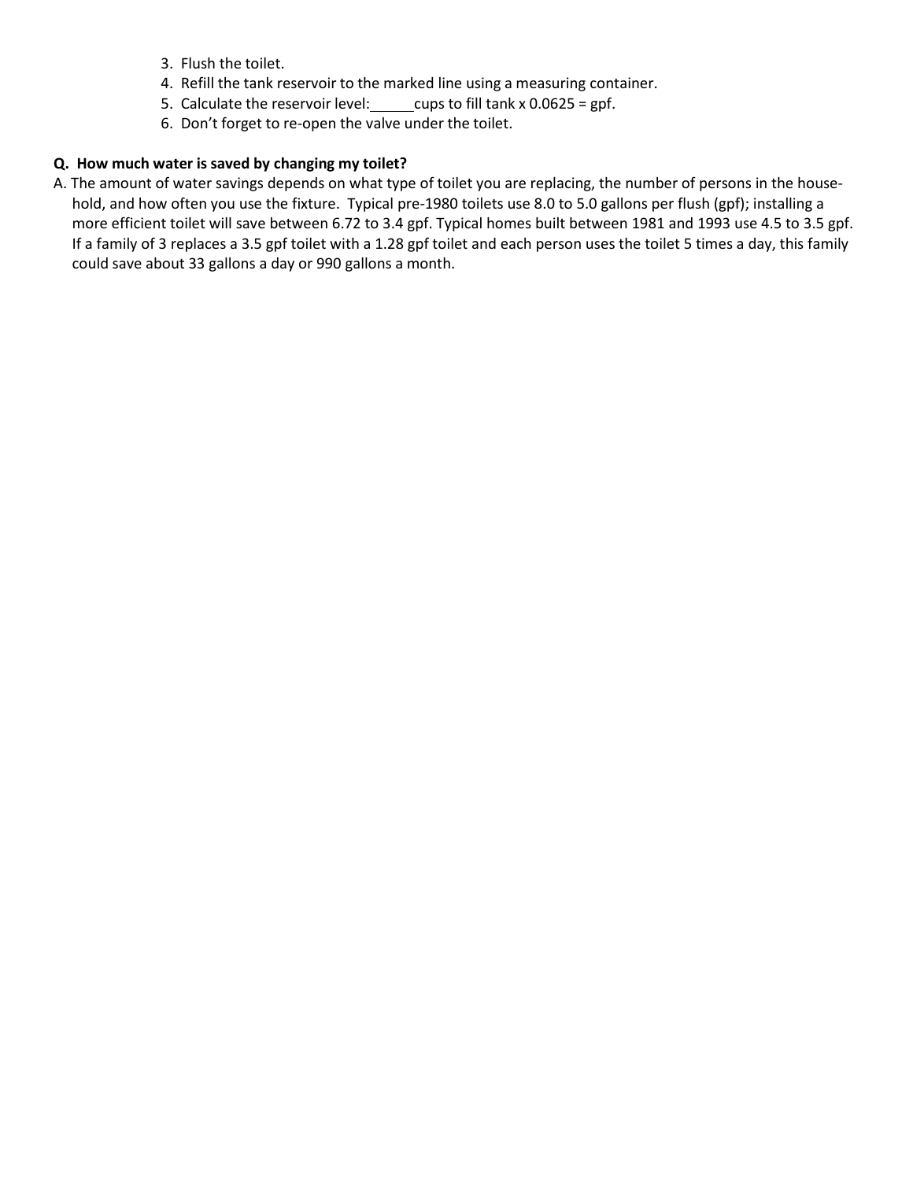3. Flush the toilet.
4. Refill the tank reservoir to the marked line using a measuring container.
5. Calculate the reservoir level:_____cups to fill tank x 0.0625 = gpf.
6. Don't forget to re-open the valve under the toilet.

**Q. How much water is saved by changing my toilet?**

A. The amount of water savings depends on what type of toilet you are replacing, the number of persons in the household, and how often you use the fixture. Typical pre-1980 toilets use 8.0 to 5.0 gallons per flush (gpf); installing a more efficient toilet will save between 6.72 to 3.4 gpf. Typical homes built between 1981 and 1993 use 4.5 to 3.5 gpf. If a family of 3 replaces a 3.5 gpf toilet with a 1.28 gpf toilet and each person uses the toilet 5 times a day, this family could save about 33 gallons a day or 990 gallons a month.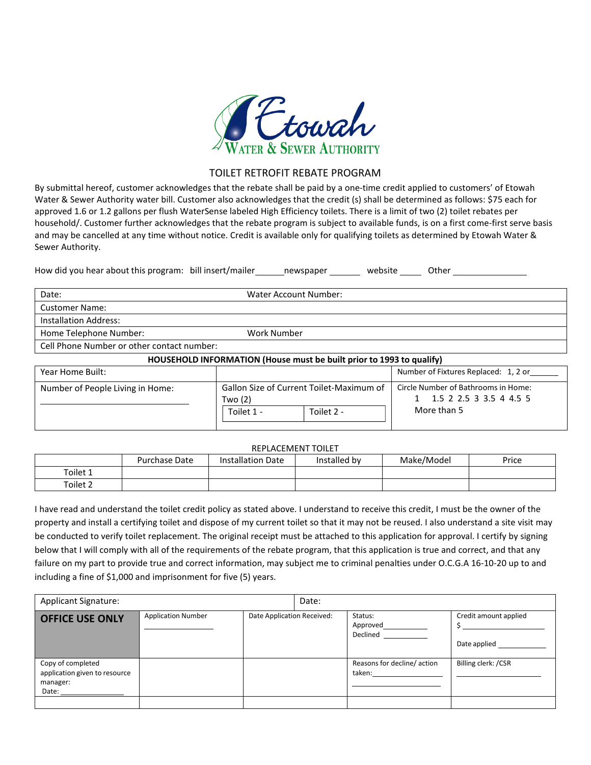Etowah
WATER & SEWER AUTHORITY

# TOILET RETROFIT REBATE PROGRAM

By submittal hereof, customer acknowledges that the rebate shall be paid by a one-time credit applied to customers' of Etowah Water & Sewer Authority water bill. Customer also acknowledges that the credit (s) shall be determined as follows: $75 each for approved 1.6 or 1.2 gallons per flush WaterSense labeled High Efficiency toilets. There is a limit of two (2) toilet rebates per household/. Customer further acknowledges that the rebate program is subject to available funds, is on a first come-first serve basis and may be cancelled at any time without notice. Credit is available only for qualifying toilets as determined by Etowah Water & Sewer Authority.

How did you hear about this program: bill insert/mailer\_\_\_\_\_\_ newspaper \_\_\_\_\_\_ website \_\_\_\_\_ Other \_\_\_\_\_\_\_\_\_\_\_\_\_\_\_

| | |
|---|---|
| Date: | Water Account Number: |
| Customer Name: | |
| Installation Address: | |
| Home Telephone Number: | Work Number |
| Cell Phone Number or other contact number: | |

**HOUSEHOLD INFORMATION (House must be built prior to 1993 to qualify)**

| | | |
|---|---|---|
| Year Home Built: | | Number of Fixtures Replaced: 1, 2 or\_\_\_\_\_\_ |
| Number of People Living in Home: \_\_\_\_\_\_\_\_\_\_\_\_\_\_\_\_\_\_\_\_ | Gallon Size of Current Toilet-Maximum of Two (2)<br>Toilet 1 - Toilet 2 - | Circle Number of Bathrooms in Home:<br>1 1.5 2 2.5 3 3.5 4 4.5 5<br>More than 5 |

REPLACEMENT TOILET

| | Purchase Date | Installation Date | Installed by | Make/Model | Price |
|---|---|---|---|---|---|
| Toilet 1 | | | | | |
| Toilet 2 | | | | | |

I have read and understand the toilet credit policy as stated above. I understand to receive this credit, I must be the owner of the property and install a certifying toilet and dispose of my current toilet so that it may not be reused. I also understand a site visit may be conducted to verify toilet replacement. The original receipt must be attached to this application for approval. I certify by signing below that I will comply with all of the requirements of the rebate program, that this application is true and correct, and that any failure on my part to provide true and correct information, may subject me to criminal penalties under O.C.G.A 16-10-20 up to and including a fine of $1,000 and imprisonment for five (5) years.

| | | | | |
|---|---|---|---|---|
| Applicant Signature: | | Date: | | |
| **OFFICE USE ONLY** | Application Number \_\_\_\_\_\_\_\_\_\_\_\_ | Date Application Received: | Status:<br>Approved\_\_\_\_\_\_\_\_\_\_<br>Declined \_\_\_\_\_\_\_\_\_\_ | Credit amount applied<br>$ \_\_\_\_\_\_\_\_\_\_\_\_\_\_<br>Date applied \_\_\_\_\_\_\_\_\_\_ |
| Copy of completed application given to resource manager:<br>Date: \_\_\_\_\_\_\_\_\_\_\_\_\_\_ | | | Reasons for decline/ action taken:\_\_\_\_\_\_\_\_\_\_\_\_\_\_\_\_ | Billing clerk: /CSR<br>\_\_\_\_\_\_\_\_\_\_\_\_\_\_\_\_\_\_ |
| | | | | |